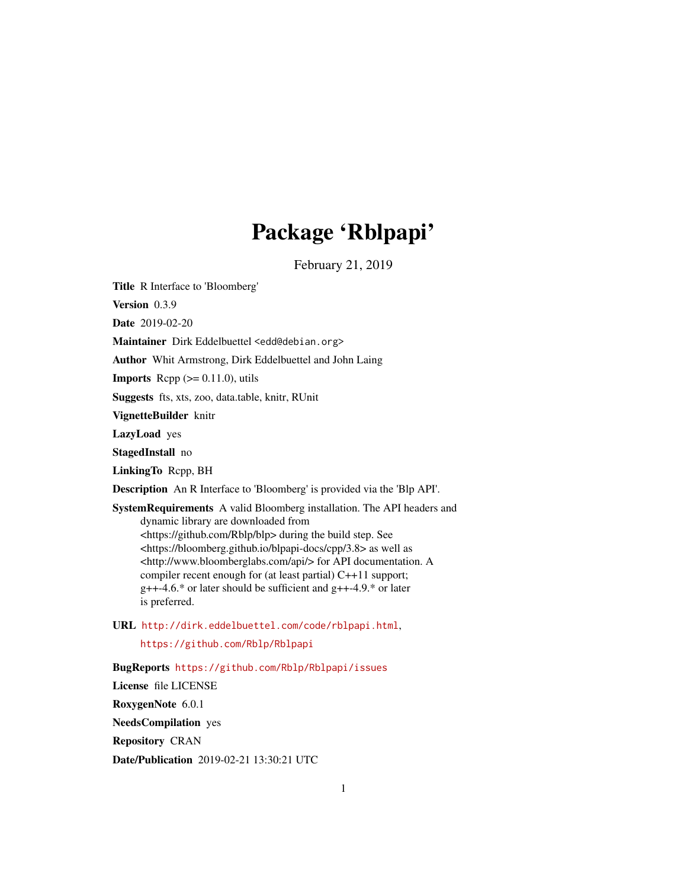# Package 'Rblpapi'

February 21, 2019

**Title** R Interface to 'Bloomberg'

**Version** 0.3.9

**Date** 2019-02-20

**Maintainer** Dirk Eddelbuettel <edd@debian.org>

**Author** Whit Armstrong, Dirk Eddelbuettel and John Laing

**Imports** Rcpp (>= 0.11.0), utils

**Suggests** fts, xts, zoo, data.table, knitr, RUnit

**VignetteBuilder** knitr

**LazyLoad** yes

**StagedInstall** no

**LinkingTo** Rcpp, BH

**Description** An R Interface to 'Bloomberg' is provided via the 'Blp API'.

**SystemRequirements** A valid Bloomberg installation. The API headers and dynamic library are downloaded from <https://github.com/Rblp/blp> during the build step. See <https://bloomberg.github.io/blpapi-docs/cpp/3.8> as well as <http://www.bloomberglabs.com/api/> for API documentation. A compiler recent enough for (at least partial) C++11 support; g++-4.6.* or later should be sufficient and g++-4.9.* or later is preferred.

**URL** http://dirk.eddelbuettel.com/code/rblpapi.html, https://github.com/Rblp/Rblpapi

**BugReports** https://github.com/Rblp/Rblpapi/issues

**License** file LICENSE

**RoxygenNote** 6.0.1

**NeedsCompilation** yes

**Repository** CRAN

**Date/Publication** 2019-02-21 13:30:21 UTC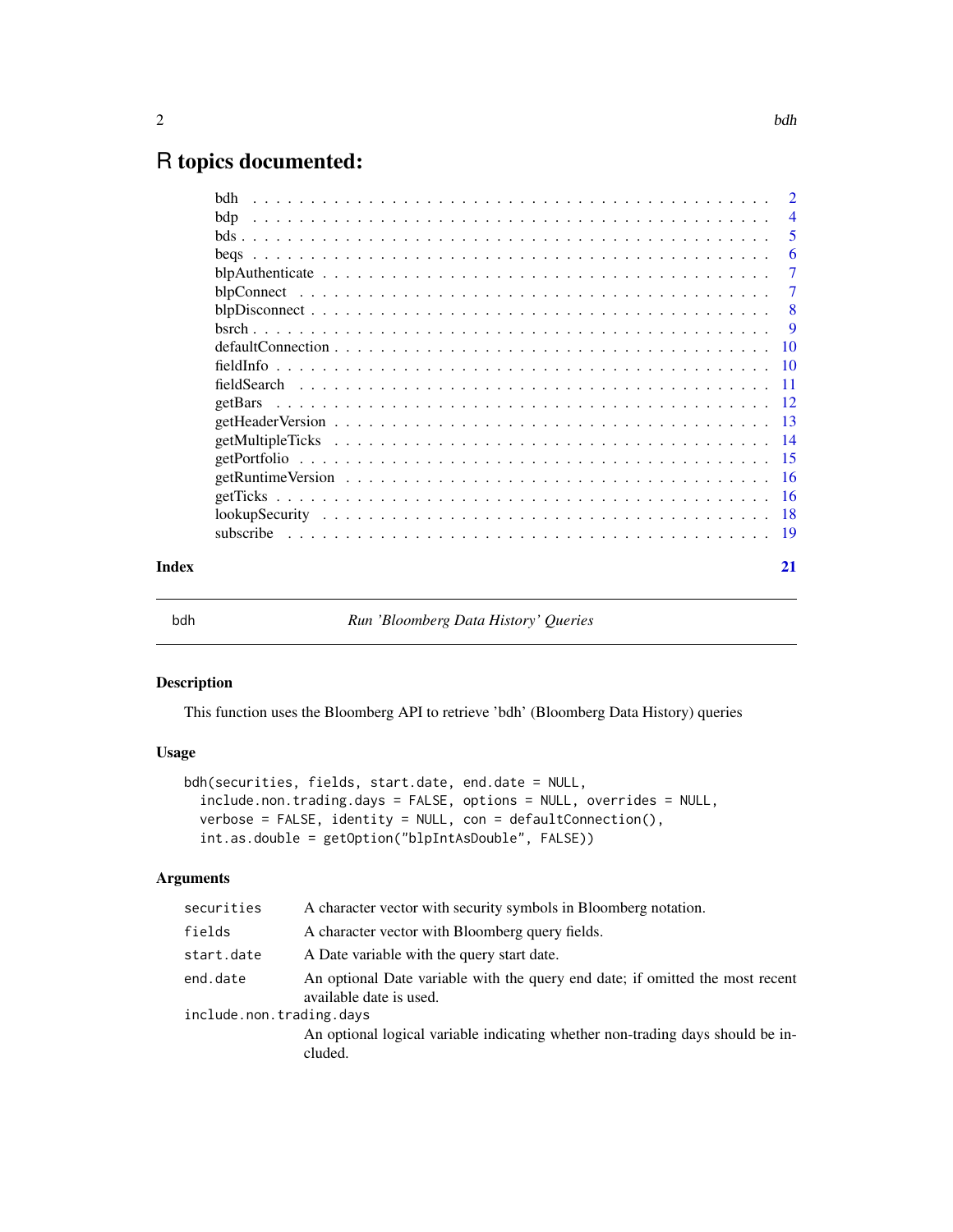# R topics documented:

| | |
|---|---|
| bdh | 2 |
| bdp | 4 |
| bds | 5 |
| beqs | 6 |
| blpAuthenticate | 7 |
| blpConnect | 7 |
| blpDisconnect | 8 |
| bsrch | 9 |
| defaultConnection | 10 |
| fieldInfo | 10 |
| fieldSearch | 11 |
| getBars | 12 |
| getHeaderVersion | 13 |
| getMultipleTicks | 14 |
| getPortfolio | 15 |
| getRuntimeVersion | 16 |
| getTicks | 16 |
| lookupSecurity | 18 |
| subscribe | 19 |

**Index** **21**

---

## bdh — *Run 'Bloomberg Data History' Queries*

### Description

This function uses the Bloomberg API to retrieve 'bdh' (Bloomberg Data History) queries

### Usage

```
bdh(securities, fields, start.date, end.date = NULL,
  include.non.trading.days = FALSE, options = NULL, overrides = NULL,
  verbose = FALSE, identity = NULL, con = defaultConnection(),
  int.as.double = getOption("blpIntAsDouble", FALSE))
```

### Arguments

| | |
|---|---|
| `securities` | A character vector with security symbols in Bloomberg notation. |
| `fields` | A character vector with Bloomberg query fields. |
| `start.date` | A Date variable with the query start date. |
| `end.date` | An optional Date variable with the query end date; if omitted the most recent available date is used. |
| `include.non.trading.days` | An optional logical variable indicating whether non-trading days should be included. |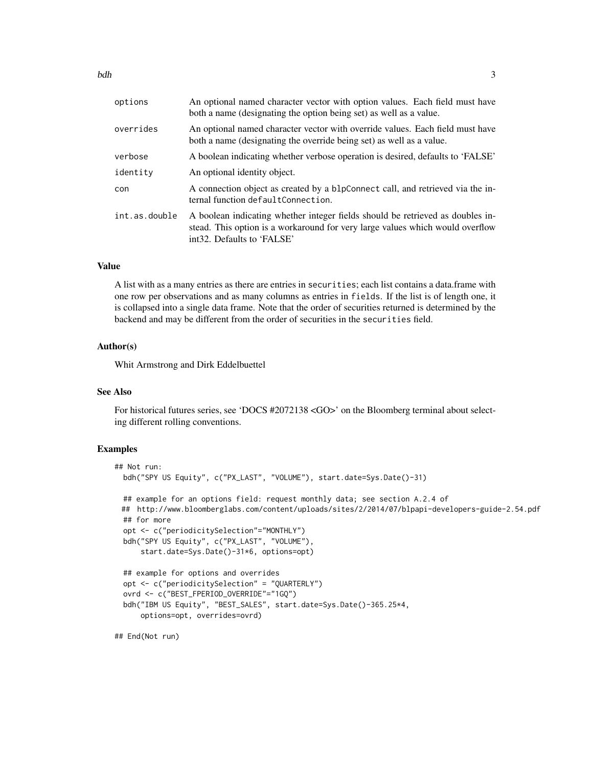| | |
|---|---|
| options | An optional named character vector with option values. Each field must have both a name (designating the option being set) as well as a value. |
| overrides | An optional named character vector with override values. Each field must have both a name (designating the override being set) as well as a value. |
| verbose | A boolean indicating whether verbose operation is desired, defaults to 'FALSE' |
| identity | An optional identity object. |
| con | A connection object as created by a `blpConnect` call, and retrieved via the internal function `defaultConnection`. |
| int.as.double | A boolean indicating whether integer fields should be retrieved as doubles instead. This option is a workaround for very large values which would overflow int32. Defaults to 'FALSE' |

### Value

A list with as a many entries as there are entries in `securities`; each list contains a data.frame with one row per observations and as many columns as entries in `fields`. If the list is of length one, it is collapsed into a single data frame. Note that the order of securities returned is determined by the backend and may be different from the order of securities in the `securities` field.

### Author(s)

Whit Armstrong and Dirk Eddelbuettel

### See Also

For historical futures series, see 'DOCS #2072138 <GO>' on the Bloomberg terminal about selecting different rolling conventions.

### Examples

```
## Not run:
  bdh("SPY US Equity", c("PX_LAST", "VOLUME"), start.date=Sys.Date()-31)

  ## example for an options field: request monthly data; see section A.2.4 of
 ##  http://www.bloomberglabs.com/content/uploads/sites/2/2014/07/blpapi-developers-guide-2.54.pdf
  ## for more
  opt <- c("periodicitySelection"="MONTHLY")
  bdh("SPY US Equity", c("PX_LAST", "VOLUME"),
      start.date=Sys.Date()-31*6, options=opt)

  ## example for options and overrides
  opt <- c("periodicitySelection" = "QUARTERLY")
  ovrd <- c("BEST_FPERIOD_OVERRIDE"="1GQ")
  bdh("IBM US Equity", "BEST_SALES", start.date=Sys.Date()-365.25*4,
      options=opt, overrides=ovrd)

## End(Not run)
```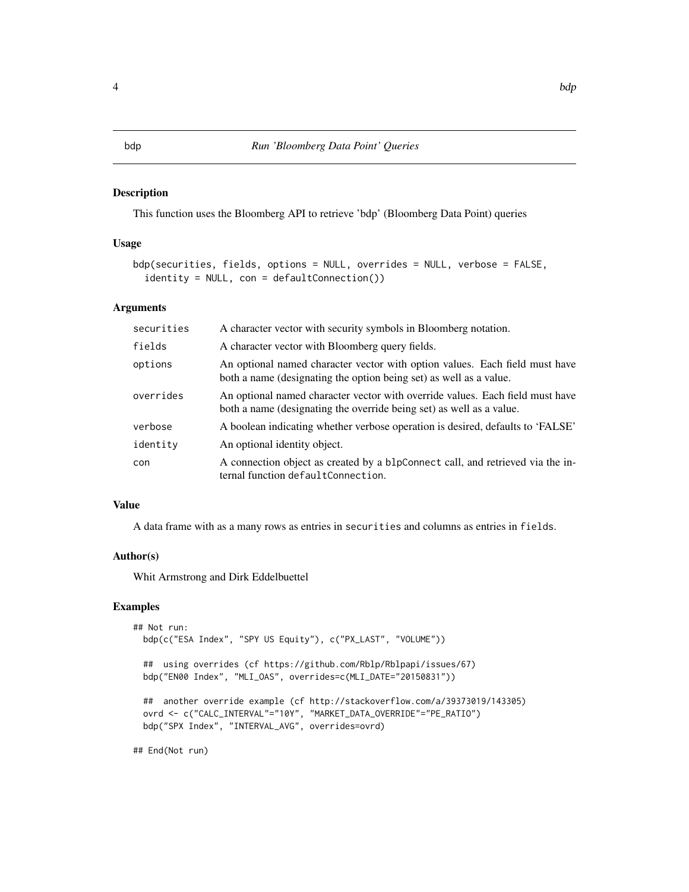# bdp — *Run 'Bloomberg Data Point' Queries*

## Description

This function uses the Bloomberg API to retrieve 'bdp' (Bloomberg Data Point) queries

## Usage

```
bdp(securities, fields, options = NULL, overrides = NULL, verbose = FALSE,
  identity = NULL, con = defaultConnection())
```

## Arguments

| | |
|---|---|
| `securities` | A character vector with security symbols in Bloomberg notation. |
| `fields` | A character vector with Bloomberg query fields. |
| `options` | An optional named character vector with option values. Each field must have both a name (designating the option being set) as well as a value. |
| `overrides` | An optional named character vector with override values. Each field must have both a name (designating the override being set) as well as a value. |
| `verbose` | A boolean indicating whether verbose operation is desired, defaults to 'FALSE' |
| `identity` | An optional identity object. |
| `con` | A connection object as created by a `blpConnect` call, and retrieved via the internal function `defaultConnection`. |

## Value

A data frame with as a many rows as entries in `securities` and columns as entries in `fields`.

## Author(s)

Whit Armstrong and Dirk Eddelbuettel

## Examples

```
## Not run:
  bdp(c("ESA Index", "SPY US Equity"), c("PX_LAST", "VOLUME"))

  ##  using overrides (cf https://github.com/Rblp/Rblpapi/issues/67)
  bdp("EN00 Index", "MLI_OAS", overrides=c(MLI_DATE="20150831"))

  ##  another override example (cf http://stackoverflow.com/a/39373019/143305)
  ovrd <- c("CALC_INTERVAL"="10Y", "MARKET_DATA_OVERRIDE"="PE_RATIO")
  bdp("SPX Index", "INTERVAL_AVG", overrides=ovrd)

## End(Not run)
```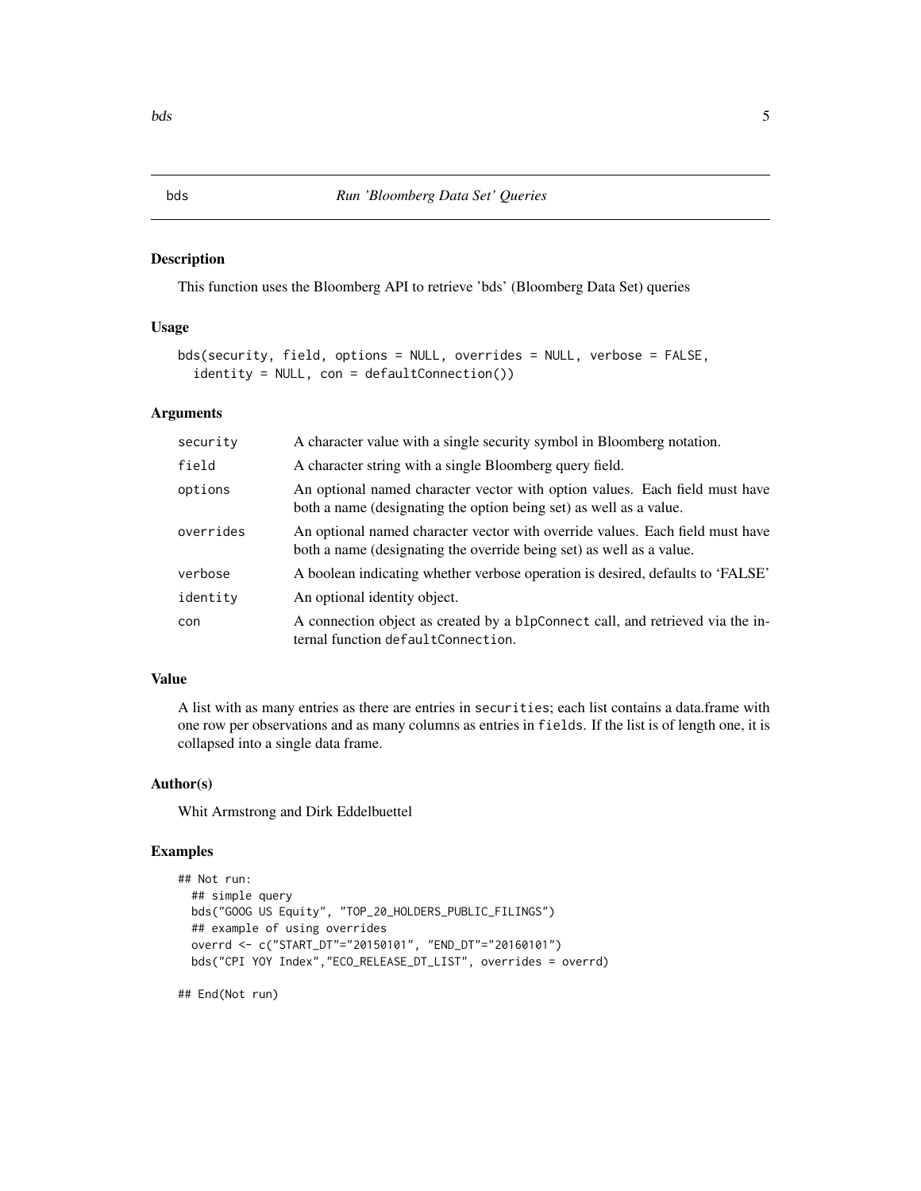# bds — *Run 'Bloomberg Data Set' Queries*

## Description

This function uses the Bloomberg API to retrieve 'bds' (Bloomberg Data Set) queries

## Usage

```
bds(security, field, options = NULL, overrides = NULL, verbose = FALSE,
  identity = NULL, con = defaultConnection())
```

## Arguments

| | |
|---|---|
| `security` | A character value with a single security symbol in Bloomberg notation. |
| `field` | A character string with a single Bloomberg query field. |
| `options` | An optional named character vector with option values. Each field must have both a name (designating the option being set) as well as a value. |
| `overrides` | An optional named character vector with override values. Each field must have both a name (designating the override being set) as well as a value. |
| `verbose` | A boolean indicating whether verbose operation is desired, defaults to 'FALSE' |
| `identity` | An optional identity object. |
| `con` | A connection object as created by a `blpConnect` call, and retrieved via the internal function `defaultConnection`. |

## Value

A list with as many entries as there are entries in `securities`; each list contains a data.frame with one row per observations and as many columns as entries in `fields`. If the list is of length one, it is collapsed into a single data frame.

## Author(s)

Whit Armstrong and Dirk Eddelbuettel

## Examples

```
## Not run:
  ## simple query
  bds("GOOG US Equity", "TOP_20_HOLDERS_PUBLIC_FILINGS")
  ## example of using overrides
  overrd <- c("START_DT"="20150101", "END_DT"="20160101")
  bds("CPI YOY Index","ECO_RELEASE_DT_LIST", overrides = overrd)

## End(Not run)
```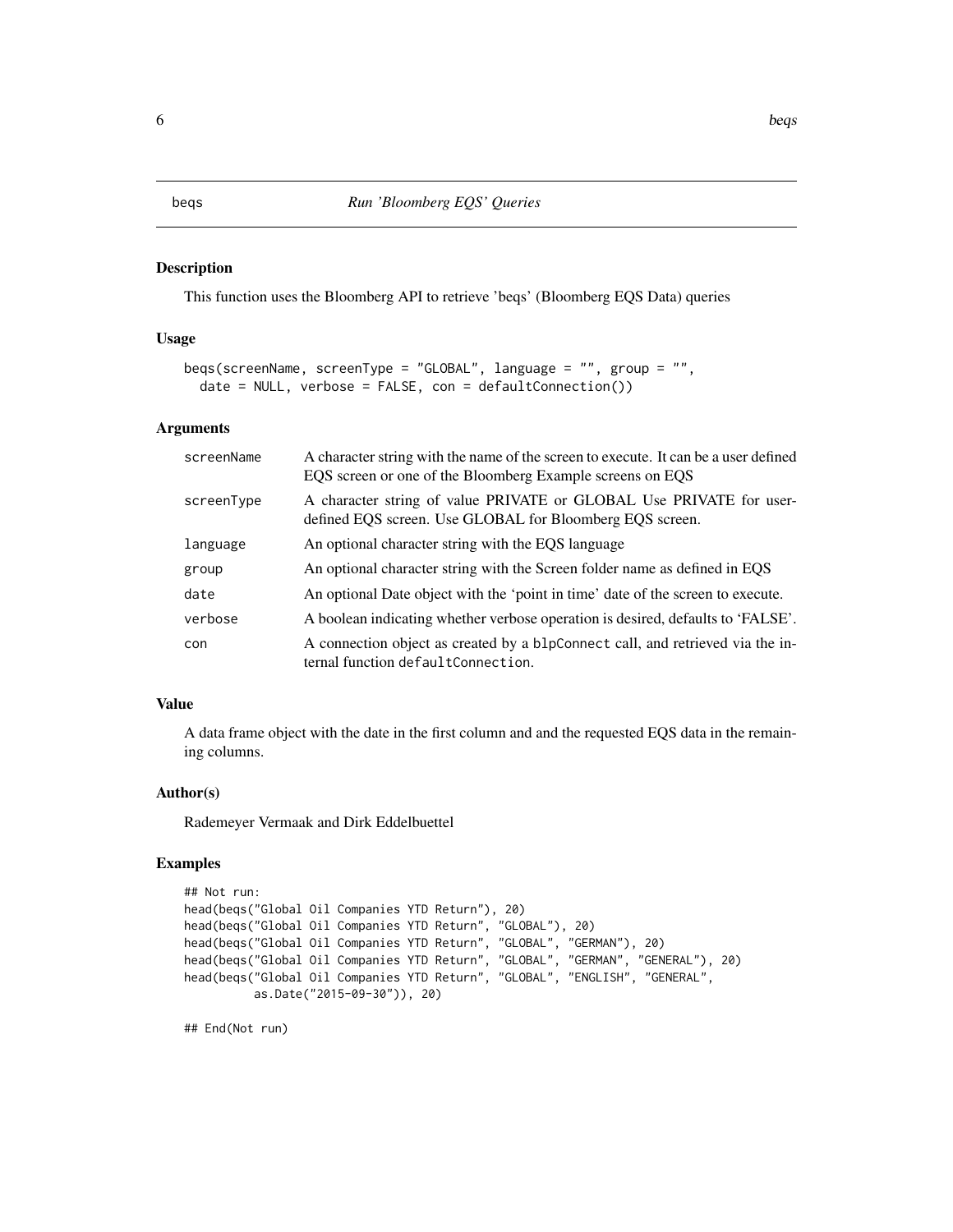## beqs *Run 'Bloomberg EQS' Queries*

### Description

This function uses the Bloomberg API to retrieve 'beqs' (Bloomberg EQS Data) queries

### Usage

```
beqs(screenName, screenType = "GLOBAL", language = "", group = "",
  date = NULL, verbose = FALSE, con = defaultConnection())
```

### Arguments

| | |
|---|---|
| screenName | A character string with the name of the screen to execute. It can be a user defined EQS screen or one of the Bloomberg Example screens on EQS |
| screenType | A character string of value PRIVATE or GLOBAL Use PRIVATE for user-defined EQS screen. Use GLOBAL for Bloomberg EQS screen. |
| language | An optional character string with the EQS language |
| group | An optional character string with the Screen folder name as defined in EQS |
| date | An optional Date object with the 'point in time' date of the screen to execute. |
| verbose | A boolean indicating whether verbose operation is desired, defaults to 'FALSE'. |
| con | A connection object as created by a blpConnect call, and retrieved via the internal function defaultConnection. |

### Value

A data frame object with the date in the first column and and the requested EQS data in the remaining columns.

### Author(s)

Rademeyer Vermaak and Dirk Eddelbuettel

### Examples

```
## Not run:
head(beqs("Global Oil Companies YTD Return"), 20)
head(beqs("Global Oil Companies YTD Return", "GLOBAL"), 20)
head(beqs("Global Oil Companies YTD Return", "GLOBAL", "GERMAN"), 20)
head(beqs("Global Oil Companies YTD Return", "GLOBAL", "GERMAN", "GENERAL"), 20)
head(beqs("Global Oil Companies YTD Return", "GLOBAL", "ENGLISH", "GENERAL",
          as.Date("2015-09-30")), 20)

## End(Not run)
```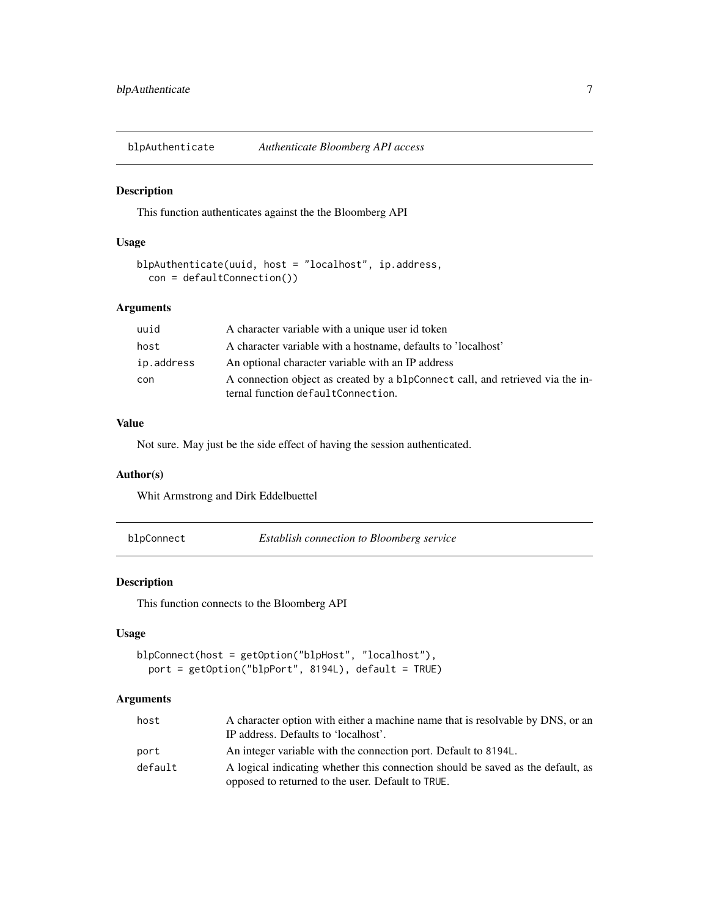## blpAuthenticate — *Authenticate Bloomberg API access*

### Description

This function authenticates against the the Bloomberg API

### Usage

```
blpAuthenticate(uuid, host = "localhost", ip.address,
  con = defaultConnection())
```

### Arguments

| | |
|---|---|
| uuid | A character variable with a unique user id token |
| host | A character variable with a hostname, defaults to 'localhost' |
| ip.address | An optional character variable with an IP address |
| con | A connection object as created by a `blpConnect` call, and retrieved via the internal function `defaultConnection`. |

### Value

Not sure. May just be the side effect of having the session authenticated.

### Author(s)

Whit Armstrong and Dirk Eddelbuettel

## blpConnect — *Establish connection to Bloomberg service*

### Description

This function connects to the Bloomberg API

### Usage

```
blpConnect(host = getOption("blpHost", "localhost"),
  port = getOption("blpPort", 8194L), default = TRUE)
```

### Arguments

| | |
|---|---|
| host | A character option with either a machine name that is resolvable by DNS, or an IP address. Defaults to 'localhost'. |
| port | An integer variable with the connection port. Default to `8194L`. |
| default | A logical indicating whether this connection should be saved as the default, as opposed to returned to the user. Default to `TRUE`. |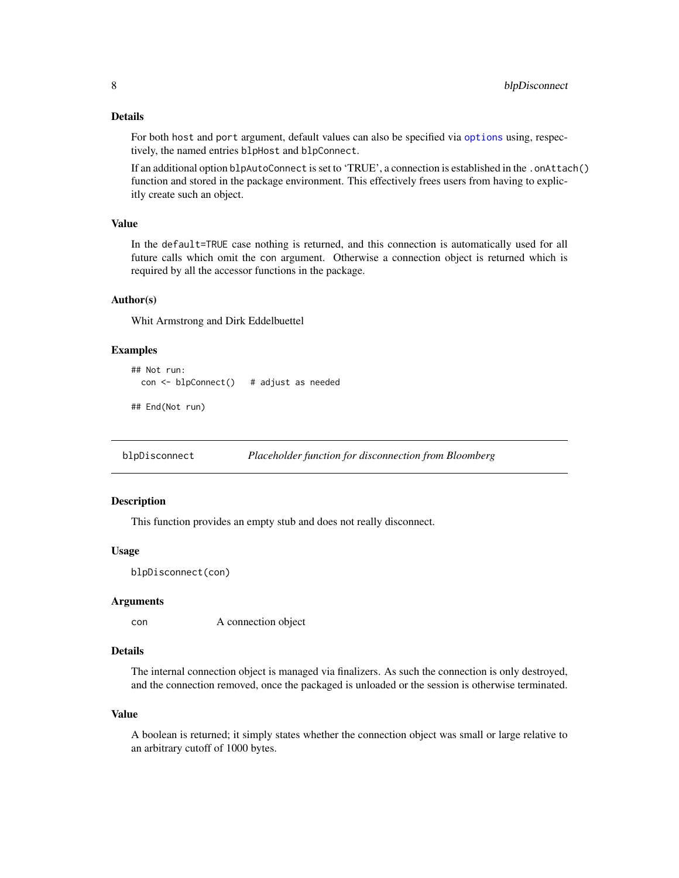### Details

For both `host` and `port` argument, default values can also be specified via `options` using, respectively, the named entries `blpHost` and `blpConnect`.

If an additional option `blpAutoConnect` is set to 'TRUE', a connection is established in the `.onAttach()` function and stored in the package environment. This effectively frees users from having to explicitly create such an object.

### Value

In the `default=TRUE` case nothing is returned, and this connection is automatically used for all future calls which omit the `con` argument. Otherwise a connection object is returned which is required by all the accessor functions in the package.

### Author(s)

Whit Armstrong and Dirk Eddelbuettel

### Examples

```
## Not run:
  con <- blpConnect()   # adjust as needed

## End(Not run)
```

---

## blpDisconnect — *Placeholder function for disconnection from Bloomberg*

---

### Description

This function provides an empty stub and does not really disconnect.

### Usage

```
blpDisconnect(con)
```

### Arguments

| | |
|---|---|
| `con` | A connection object |

### Details

The internal connection object is managed via finalizers. As such the connection is only destroyed, and the connection removed, once the packaged is unloaded or the session is otherwise terminated.

### Value

A boolean is returned; it simply states whether the connection object was small or large relative to an arbitrary cutoff of 1000 bytes.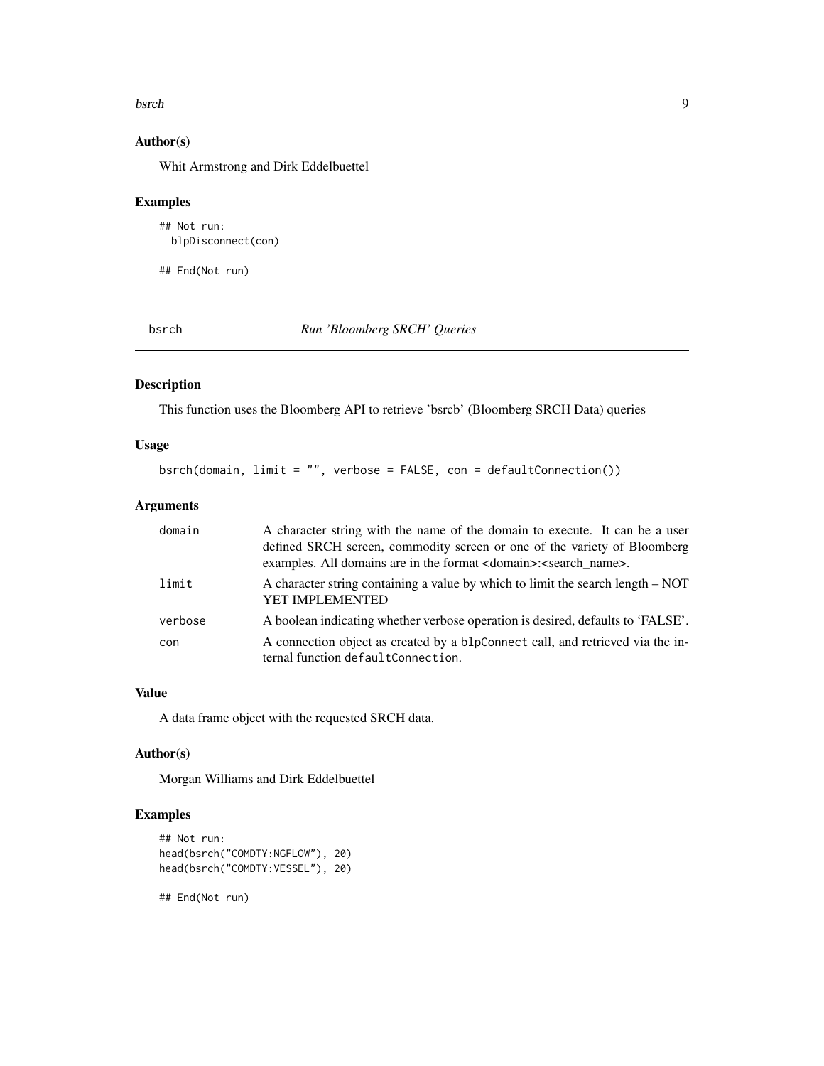### Author(s)

Whit Armstrong and Dirk Eddelbuettel

### Examples

```
## Not run:
  blpDisconnect(con)

## End(Not run)
```

## bsrch *Run 'Bloomberg SRCH' Queries*

### Description

This function uses the Bloomberg API to retrieve 'bsrcb' (Bloomberg SRCH Data) queries

### Usage

```
bsrch(domain, limit = "", verbose = FALSE, con = defaultConnection())
```

### Arguments

| | |
|---|---|
| domain | A character string with the name of the domain to execute. It can be a user defined SRCH screen, commodity screen or one of the variety of Bloomberg examples. All domains are in the format <domain>:<search_name>. |
| limit | A character string containing a value by which to limit the search length – NOT YET IMPLEMENTED |
| verbose | A boolean indicating whether verbose operation is desired, defaults to 'FALSE'. |
| con | A connection object as created by a `blpConnect` call, and retrieved via the internal function `defaultConnection`. |

### Value

A data frame object with the requested SRCH data.

### Author(s)

Morgan Williams and Dirk Eddelbuettel

### Examples

```
## Not run:
head(bsrch("COMDTY:NGFLOW"), 20)
head(bsrch("COMDTY:VESSEL"), 20)

## End(Not run)
```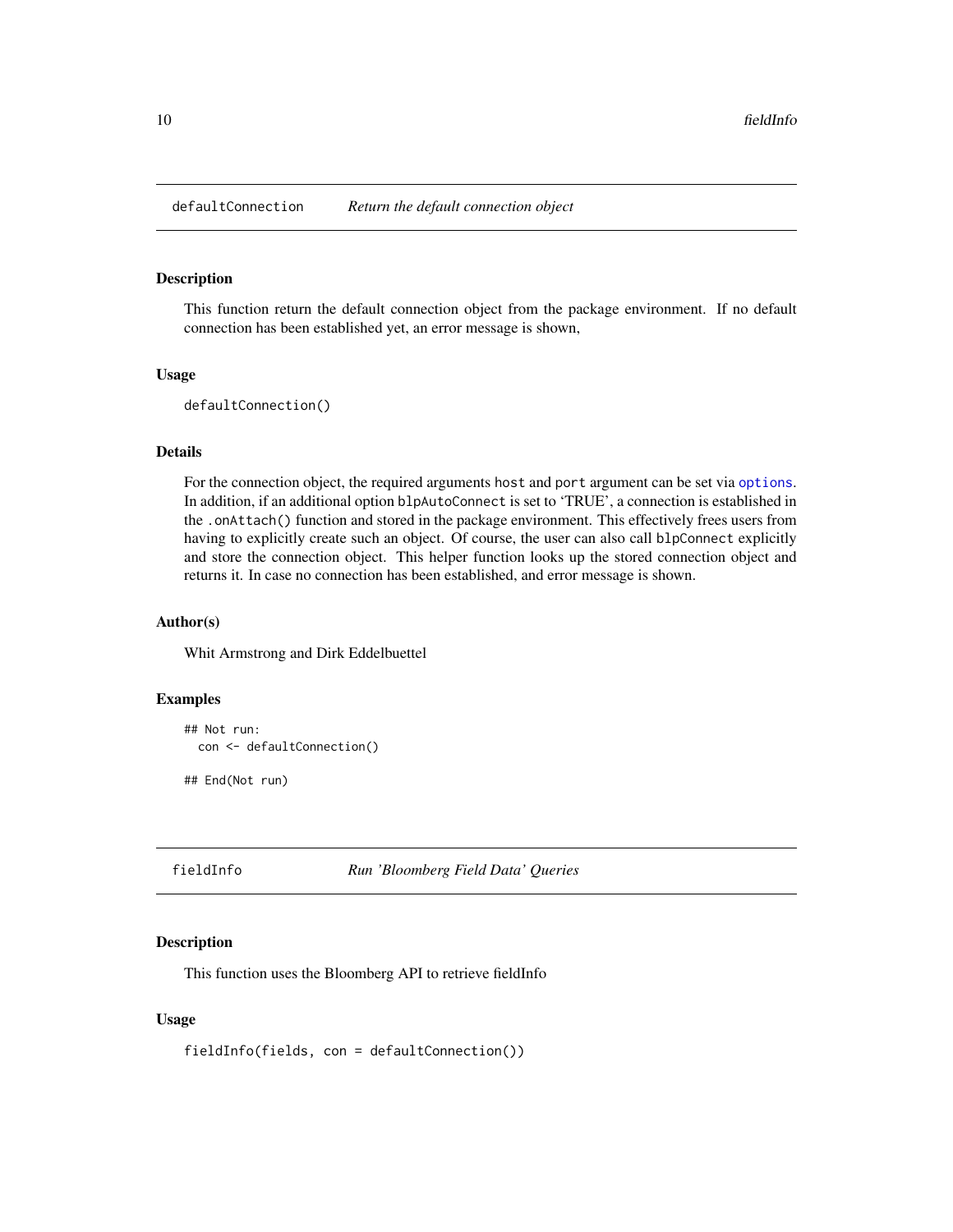## `defaultConnection` *Return the default connection object*

### Description

This function return the default connection object from the package environment. If no default connection has been established yet, an error message is shown,

### Usage

```
defaultConnection()
```

### Details

For the connection object, the required arguments `host` and `port` argument can be set via `options`. In addition, if an additional option `blpAutoConnect` is set to 'TRUE', a connection is established in the `.onAttach()` function and stored in the package environment. This effectively frees users from having to explicitly create such an object. Of course, the user can also call `blpConnect` explicitly and store the connection object. This helper function looks up the stored connection object and returns it. In case no connection has been established, and error message is shown.

### Author(s)

Whit Armstrong and Dirk Eddelbuettel

### Examples

```
## Not run:
  con <- defaultConnection()

## End(Not run)
```

## `fieldInfo` *Run 'Bloomberg Field Data' Queries*

### Description

This function uses the Bloomberg API to retrieve fieldInfo

### Usage

```
fieldInfo(fields, con = defaultConnection())
```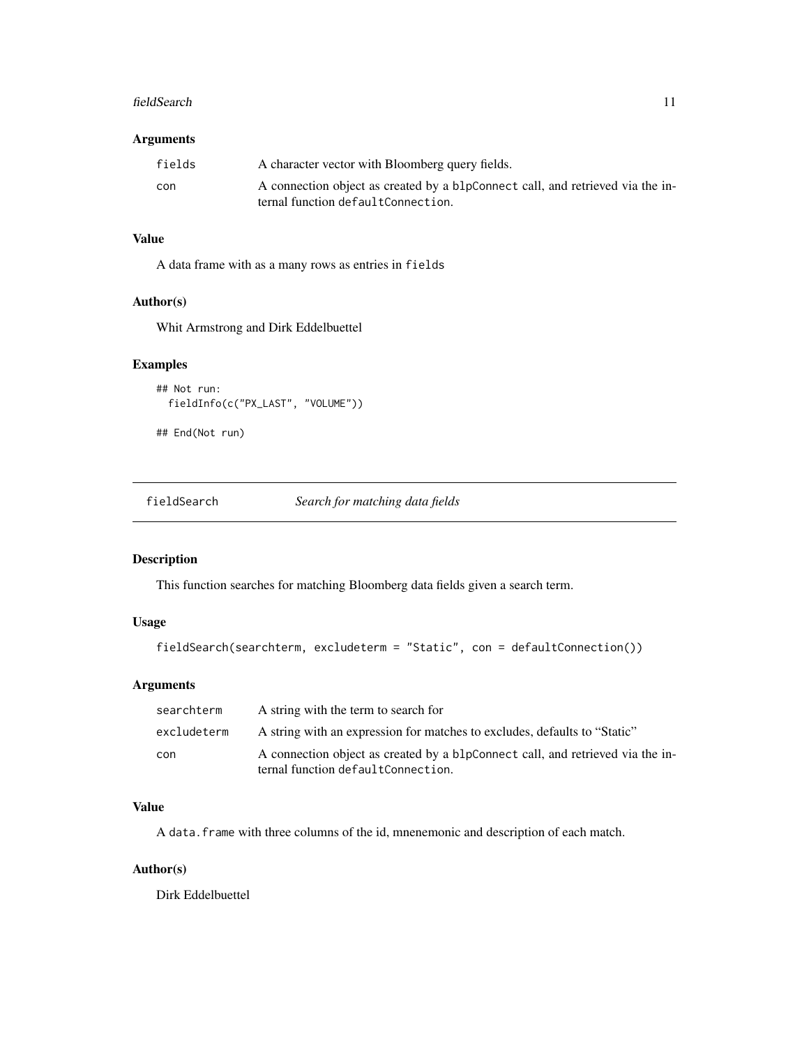### Arguments

| | |
|---|---|
| fields | A character vector with Bloomberg query fields. |
| con | A connection object as created by a blpConnect call, and retrieved via the internal function defaultConnection. |

### Value

A data frame with as a many rows as entries in fields

### Author(s)

Whit Armstrong and Dirk Eddelbuettel

### Examples

```
## Not run:
  fieldInfo(c("PX_LAST", "VOLUME"))

## End(Not run)
```

---

## fieldSearch *Search for matching data fields*

---

### Description

This function searches for matching Bloomberg data fields given a search term.

### Usage

```
fieldSearch(searchterm, excludeterm = "Static", con = defaultConnection())
```

### Arguments

| | |
|---|---|
| searchterm | A string with the term to search for |
| excludeterm | A string with an expression for matches to excludes, defaults to "Static" |
| con | A connection object as created by a blpConnect call, and retrieved via the internal function defaultConnection. |

### Value

A data.frame with three columns of the id, mnenemonic and description of each match.

### Author(s)

Dirk Eddelbuettel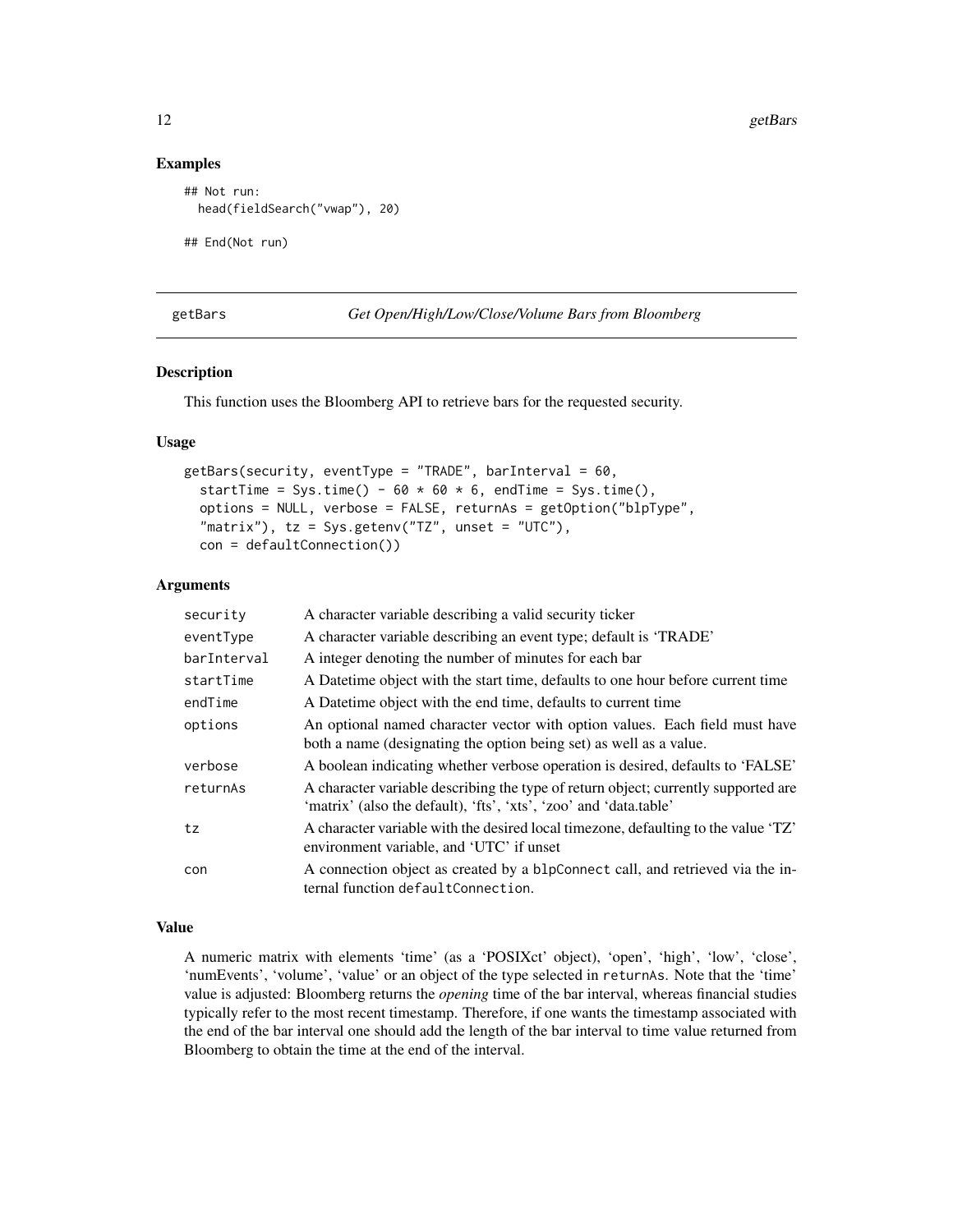## Examples

```
## Not run:
  head(fieldSearch("vwap"), 20)

## End(Not run)
```

---

getBars *Get Open/High/Low/Close/Volume Bars from Bloomberg*

---

### Description

This function uses the Bloomberg API to retrieve bars for the requested security.

### Usage

```
getBars(security, eventType = "TRADE", barInterval = 60,
  startTime = Sys.time() - 60 * 60 * 6, endTime = Sys.time(),
  options = NULL, verbose = FALSE, returnAs = getOption("blpType",
  "matrix"), tz = Sys.getenv("TZ", unset = "UTC"),
  con = defaultConnection())
```

### Arguments

| | |
|---|---|
| security | A character variable describing a valid security ticker |
| eventType | A character variable describing an event type; default is 'TRADE' |
| barInterval | A integer denoting the number of minutes for each bar |
| startTime | A Datetime object with the start time, defaults to one hour before current time |
| endTime | A Datetime object with the end time, defaults to current time |
| options | An optional named character vector with option values. Each field must have both a name (designating the option being set) as well as a value. |
| verbose | A boolean indicating whether verbose operation is desired, defaults to 'FALSE' |
| returnAs | A character variable describing the type of return object; currently supported are 'matrix' (also the default), 'fts', 'xts', 'zoo' and 'data.table' |
| tz | A character variable with the desired local timezone, defaulting to the value 'TZ' environment variable, and 'UTC' if unset |
| con | A connection object as created by a `blpConnect` call, and retrieved via the internal function `defaultConnection`. |

### Value

A numeric matrix with elements 'time' (as a 'POSIXct' object), 'open', 'high', 'low', 'close', 'numEvents', 'volume', 'value' or an object of the type selected in `returnAs`. Note that the 'time' value is adjusted: Bloomberg returns the *opening* time of the bar interval, whereas financial studies typically refer to the most recent timestamp. Therefore, if one wants the timestamp associated with the end of the bar interval one should add the length of the bar interval to time value returned from Bloomberg to obtain the time at the end of the interval.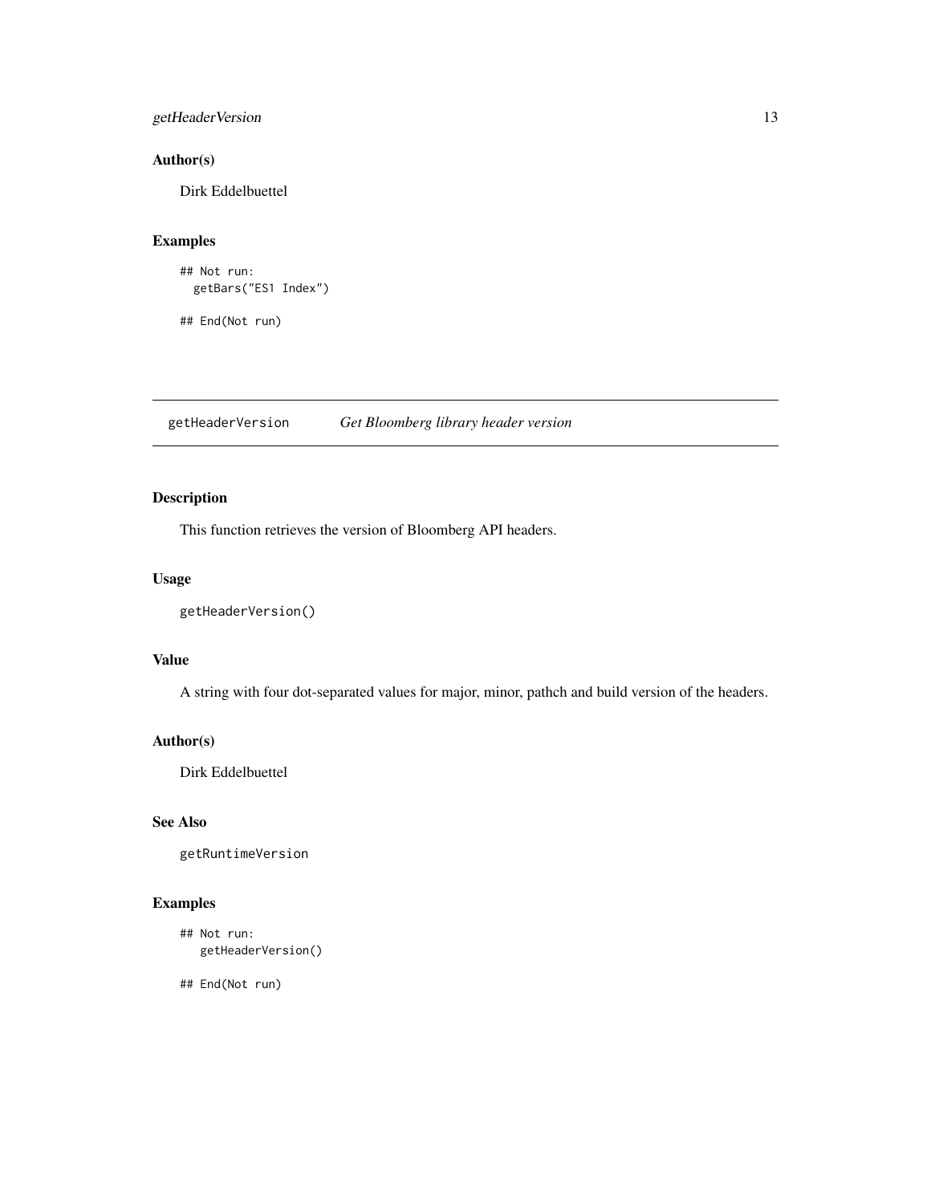### Author(s)

Dirk Eddelbuettel

### Examples

```
## Not run:
  getBars("ES1 Index")

## End(Not run)
```

---

## getHeaderVersion *Get Bloomberg library header version*

---

### Description

This function retrieves the version of Bloomberg API headers.

### Usage

```
getHeaderVersion()
```

### Value

A string with four dot-separated values for major, minor, pathch and build version of the headers.

### Author(s)

Dirk Eddelbuettel

### See Also

getRuntimeVersion

### Examples

```
## Not run:
   getHeaderVersion()

## End(Not run)
```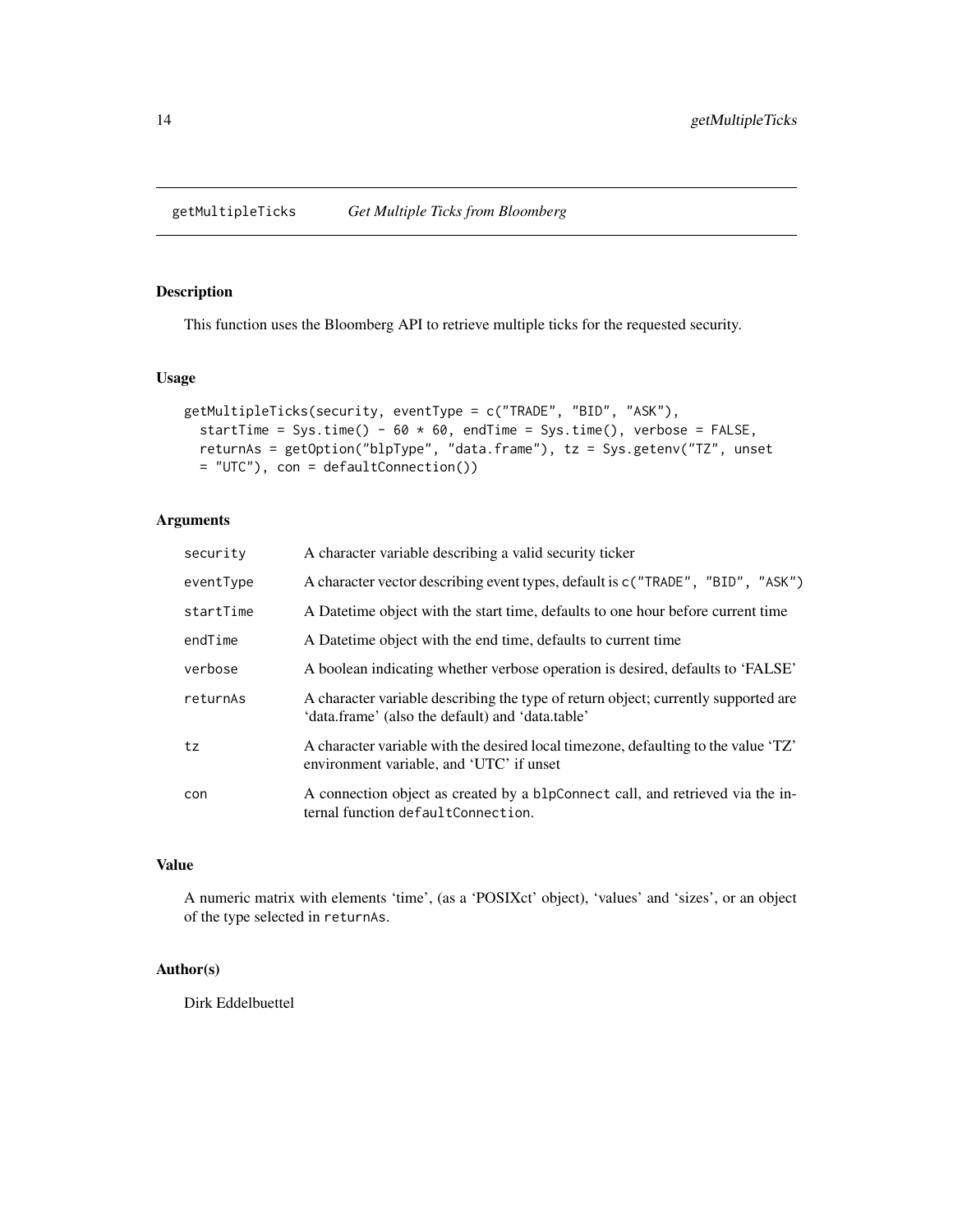# getMultipleTicks — *Get Multiple Ticks from Bloomberg*

## Description

This function uses the Bloomberg API to retrieve multiple ticks for the requested security.

## Usage

```
getMultipleTicks(security, eventType = c("TRADE", "BID", "ASK"),
  startTime = Sys.time() - 60 * 60, endTime = Sys.time(), verbose = FALSE,
  returnAs = getOption("blpType", "data.frame"), tz = Sys.getenv("TZ", unset
  = "UTC"), con = defaultConnection())
```

## Arguments

| | |
|---|---|
| `security` | A character variable describing a valid security ticker |
| `eventType` | A character vector describing event types, default is `c("TRADE", "BID", "ASK")` |
| `startTime` | A Datetime object with the start time, defaults to one hour before current time |
| `endTime` | A Datetime object with the end time, defaults to current time |
| `verbose` | A boolean indicating whether verbose operation is desired, defaults to 'FALSE' |
| `returnAs` | A character variable describing the type of return object; currently supported are 'data.frame' (also the default) and 'data.table' |
| `tz` | A character variable with the desired local timezone, defaulting to the value 'TZ' environment variable, and 'UTC' if unset |
| `con` | A connection object as created by a `blpConnect` call, and retrieved via the internal function `defaultConnection`. |

## Value

A numeric matrix with elements 'time', (as a 'POSIXct' object), 'values' and 'sizes', or an object of the type selected in `returnAs`.

## Author(s)

Dirk Eddelbuettel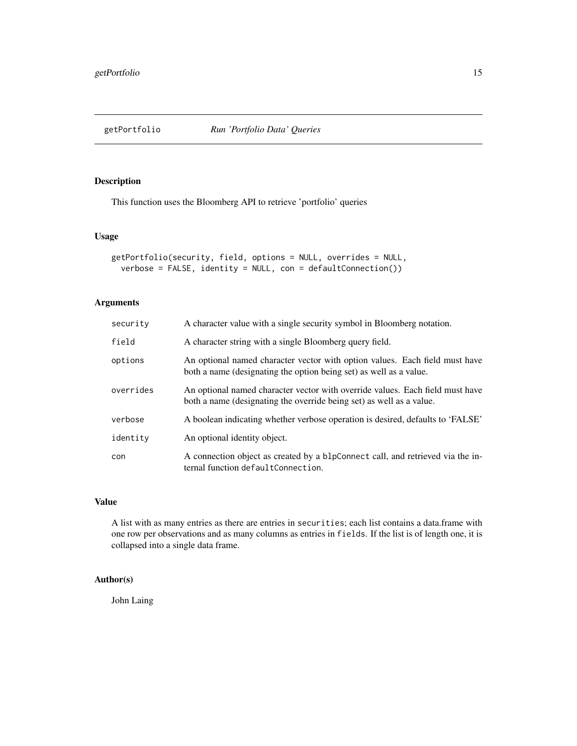# getPortfolio *Run 'Portfolio Data' Queries*

## Description

This function uses the Bloomberg API to retrieve 'portfolio' queries

## Usage

```
getPortfolio(security, field, options = NULL, overrides = NULL,
  verbose = FALSE, identity = NULL, con = defaultConnection())
```

## Arguments

| | |
|---|---|
| `security` | A character value with a single security symbol in Bloomberg notation. |
| `field` | A character string with a single Bloomberg query field. |
| `options` | An optional named character vector with option values. Each field must have both a name (designating the option being set) as well as a value. |
| `overrides` | An optional named character vector with override values. Each field must have both a name (designating the override being set) as well as a value. |
| `verbose` | A boolean indicating whether verbose operation is desired, defaults to 'FALSE' |
| `identity` | An optional identity object. |
| `con` | A connection object as created by a `blpConnect` call, and retrieved via the internal function `defaultConnection`. |

## Value

A list with as many entries as there are entries in `securities`; each list contains a data.frame with one row per observations and as many columns as entries in `fields`. If the list is of length one, it is collapsed into a single data frame.

## Author(s)

John Laing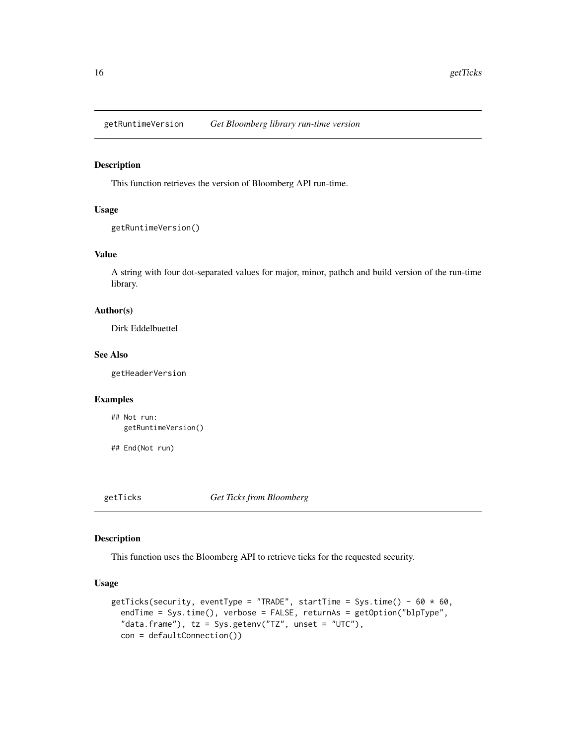## getRuntimeVersion *Get Bloomberg library run-time version*

### Description

This function retrieves the version of Bloomberg API run-time.

### Usage

```
getRuntimeVersion()
```

### Value

A string with four dot-separated values for major, minor, pathch and build version of the run-time library.

### Author(s)

Dirk Eddelbuettel

### See Also

getHeaderVersion

### Examples

```
## Not run:
   getRuntimeVersion()

## End(Not run)
```

## getTicks *Get Ticks from Bloomberg*

### Description

This function uses the Bloomberg API to retrieve ticks for the requested security.

### Usage

```
getTicks(security, eventType = "TRADE", startTime = Sys.time() - 60 * 60,
  endTime = Sys.time(), verbose = FALSE, returnAs = getOption("blpType",
  "data.frame"), tz = Sys.getenv("TZ", unset = "UTC"),
  con = defaultConnection())
```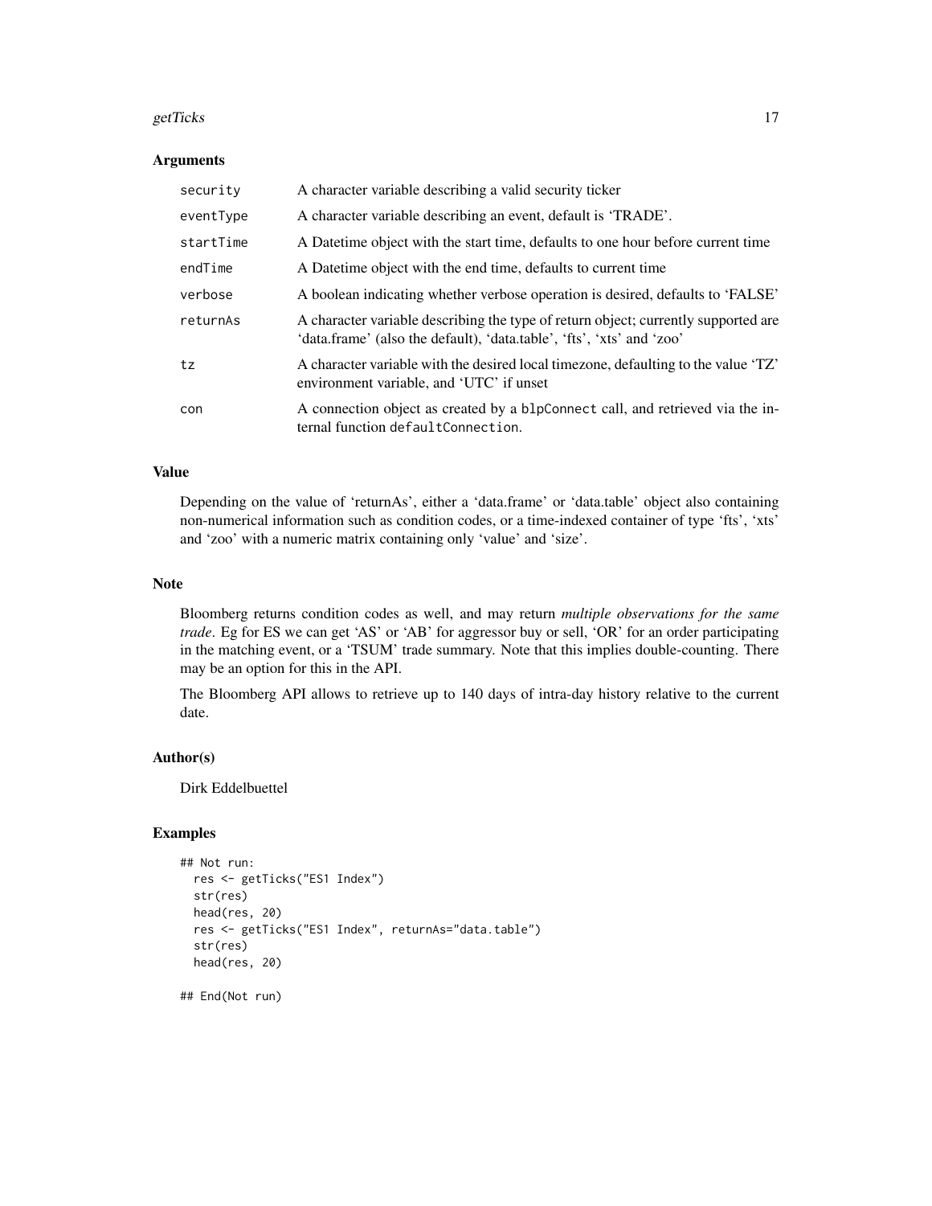### Arguments

| | |
|---|---|
| `security` | A character variable describing a valid security ticker |
| `eventType` | A character variable describing an event, default is 'TRADE'. |
| `startTime` | A Datetime object with the start time, defaults to one hour before current time |
| `endTime` | A Datetime object with the end time, defaults to current time |
| `verbose` | A boolean indicating whether verbose operation is desired, defaults to 'FALSE' |
| `returnAs` | A character variable describing the type of return object; currently supported are 'data.frame' (also the default), 'data.table', 'fts', 'xts' and 'zoo' |
| `tz` | A character variable with the desired local timezone, defaulting to the value 'TZ' environment variable, and 'UTC' if unset |
| `con` | A connection object as created by a `blpConnect` call, and retrieved via the internal function `defaultConnection`. |

### Value

Depending on the value of 'returnAs', either a 'data.frame' or 'data.table' object also containing non-numerical information such as condition codes, or a time-indexed container of type 'fts', 'xts' and 'zoo' with a numeric matrix containing only 'value' and 'size'.

### Note

Bloomberg returns condition codes as well, and may return *multiple observations for the same trade*. Eg for ES we can get 'AS' or 'AB' for aggressor buy or sell, 'OR' for an order participating in the matching event, or a 'TSUM' trade summary. Note that this implies double-counting. There may be an option for this in the API.

The Bloomberg API allows to retrieve up to 140 days of intra-day history relative to the current date.

### Author(s)

Dirk Eddelbuettel

### Examples

```
## Not run:
  res <- getTicks("ES1 Index")
  str(res)
  head(res, 20)
  res <- getTicks("ES1 Index", returnAs="data.table")
  str(res)
  head(res, 20)

## End(Not run)
```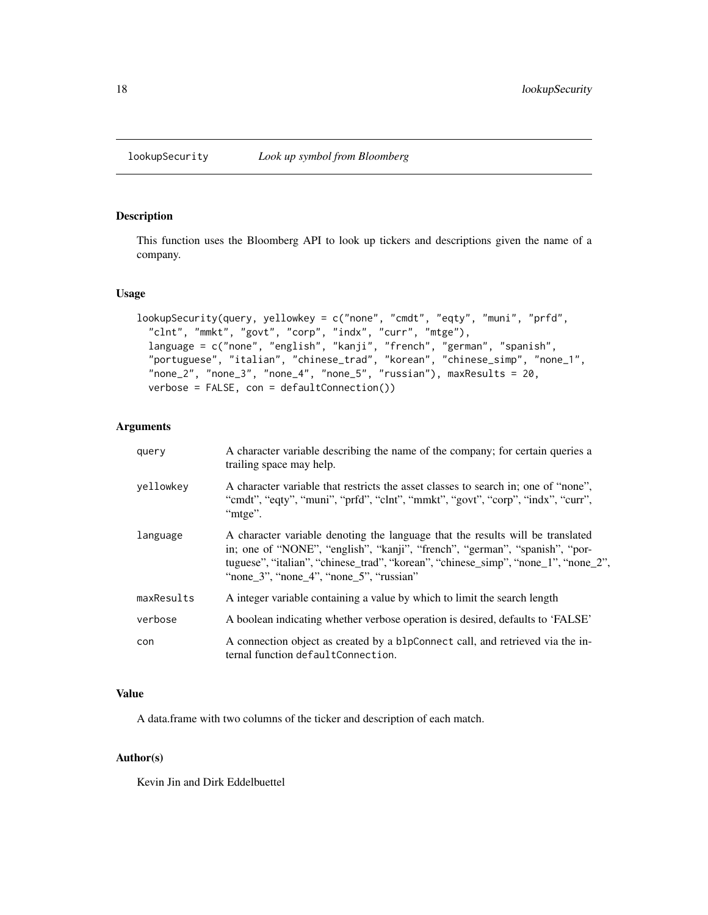# lookupSecurity — *Look up symbol from Bloomberg*

## Description

This function uses the Bloomberg API to look up tickers and descriptions given the name of a company.

## Usage

```
lookupSecurity(query, yellowkey = c("none", "cmdt", "eqty", "muni", "prfd",
  "clnt", "mmkt", "govt", "corp", "indx", "curr", "mtge"),
  language = c("none", "english", "kanji", "french", "german", "spanish",
  "portuguese", "italian", "chinese_trad", "korean", "chinese_simp", "none_1",
  "none_2", "none_3", "none_4", "none_5", "russian"), maxResults = 20,
  verbose = FALSE, con = defaultConnection())
```

## Arguments

| | |
|---|---|
| `query` | A character variable describing the name of the company; for certain queries a trailing space may help. |
| `yellowkey` | A character variable that restricts the asset classes to search in; one of “none”, “cmdt”, “eqty”, “muni”, “prfd”, “clnt”, “mmkt”, “govt”, “corp”, “indx”, “curr”, “mtge”. |
| `language` | A character variable denoting the language that the results will be translated in; one of “NONE”, “english”, “kanji”, “french”, “german”, “spanish”, “portuguese”, “italian”, “chinese_trad”, “korean”, “chinese_simp”, “none_1”, “none_2”, “none_3”, “none_4”, “none_5”, “russian” |
| `maxResults` | A integer variable containing a value by which to limit the search length |
| `verbose` | A boolean indicating whether verbose operation is desired, defaults to ‘FALSE’ |
| `con` | A connection object as created by a `blpConnect` call, and retrieved via the internal function `defaultConnection`. |

## Value

A data.frame with two columns of the ticker and description of each match.

## Author(s)

Kevin Jin and Dirk Eddelbuettel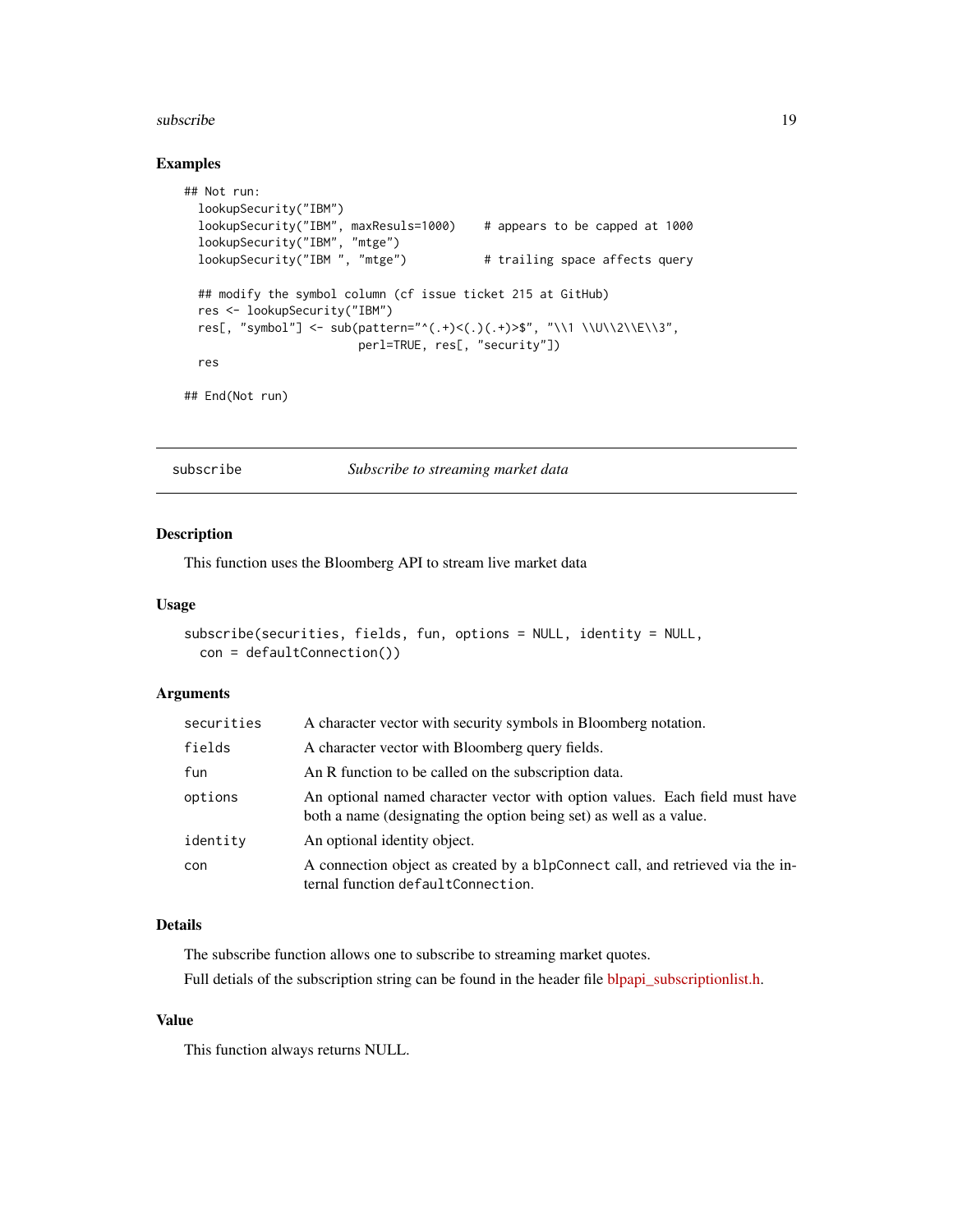## Examples

```
## Not run:
  lookupSecurity("IBM")
  lookupSecurity("IBM", maxResuls=1000)    # appears to be capped at 1000
  lookupSecurity("IBM", "mtge")
  lookupSecurity("IBM ", "mtge")           # trailing space affects query

  ## modify the symbol column (cf issue ticket 215 at GitHub)
  res <- lookupSecurity("IBM")
  res[, "symbol"] <- sub(pattern="^(.+)<(.)(.+)>$", "\\1 \\U\\2\\E\\3",
                         perl=TRUE, res[, "security"])
  res

## End(Not run)
```

---

subscribe    *Subscribe to streaming market data*

---

## Description

This function uses the Bloomberg API to stream live market data

## Usage

```
subscribe(securities, fields, fun, options = NULL, identity = NULL,
  con = defaultConnection())
```

## Arguments

| | |
|---|---|
| securities | A character vector with security symbols in Bloomberg notation. |
| fields | A character vector with Bloomberg query fields. |
| fun | An R function to be called on the subscription data. |
| options | An optional named character vector with option values. Each field must have both a name (designating the option being set) as well as a value. |
| identity | An optional identity object. |
| con | A connection object as created by a `blpConnect` call, and retrieved via the internal function `defaultConnection`. |

## Details

The subscribe function allows one to subscribe to streaming market quotes.

Full detials of the subscription string can be found in the header file blpapi_subscriptionlist.h.

## Value

This function always returns NULL.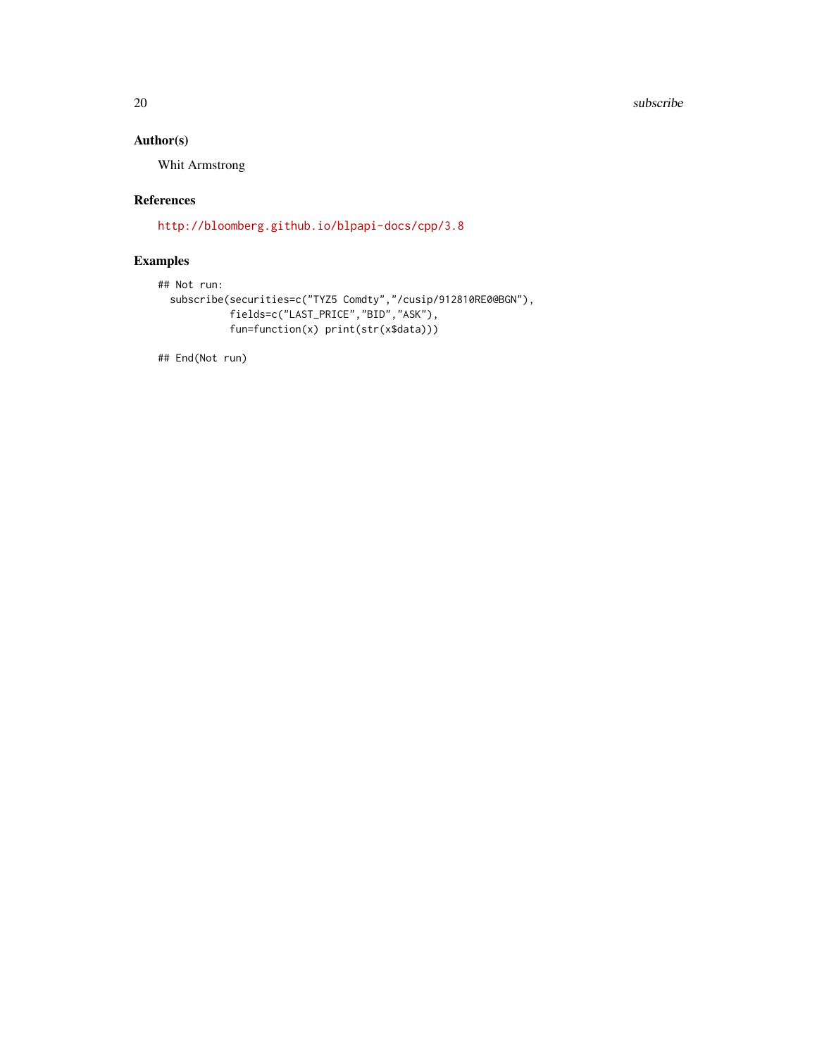## Author(s)

Whit Armstrong

## References

http://bloomberg.github.io/blpapi-docs/cpp/3.8

## Examples

```
## Not run:
  subscribe(securities=c("TYZ5 Comdty","/cusip/912810RE0@BGN"),
            fields=c("LAST_PRICE","BID","ASK"),
            fun=function(x) print(str(x$data)))

## End(Not run)
```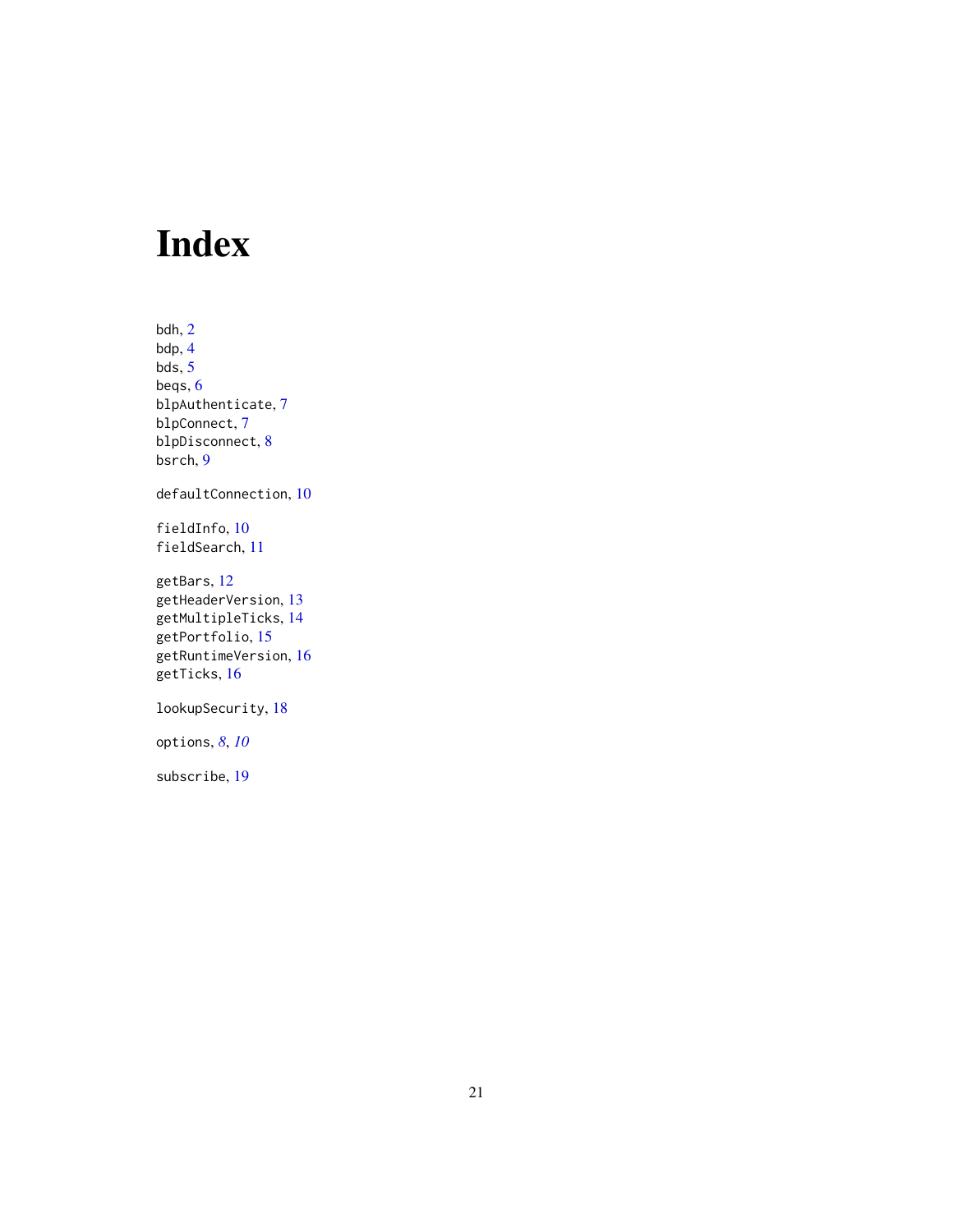# Index

bdh, 2
bdp, 4
bds, 5
beqs, 6
blpAuthenticate, 7
blpConnect, 7
blpDisconnect, 8
bsrch, 9

defaultConnection, 10

fieldInfo, 10
fieldSearch, 11

getBars, 12
getHeaderVersion, 13
getMultipleTicks, 14
getPortfolio, 15
getRuntimeVersion, 16
getTicks, 16

lookupSecurity, 18

options, *8*, *10*

subscribe, 19